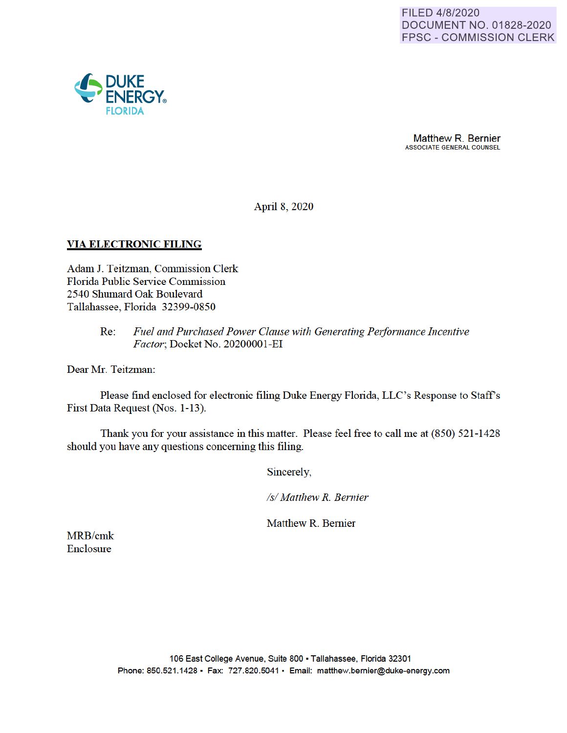FILED 4/8/2020
DOCUMENT NO. 01828-2020
FPSC - COMMISSION CLERK

DUKE ENERGY
FLORIDA

Matthew R. Bernier
ASSOCIATE GENERAL COUNSEL

April 8, 2020

**VIA ELECTRONIC FILING**

Adam J. Teitzman, Commission Clerk
Florida Public Service Commission
2540 Shumard Oak Boulevard
Tallahassee, Florida 32399-0850

Re: *Fuel and Purchased Power Clause with Generating Performance Incentive Factor*; Docket No. 20200001-EI

Dear Mr. Teitzman:

Please find enclosed for electronic filing Duke Energy Florida, LLC's Response to Staff's First Data Request (Nos. 1-13).

Thank you for your assistance in this matter. Please feel free to call me at (850) 521-1428 should you have any questions concerning this filing.

Sincerely,

*/s/ Matthew R. Bernier*

Matthew R. Bernier

MRB/cmk
Enclosure

106 East College Avenue, Suite 800 ▪ Tallahassee, Florida 32301
Phone: 850.521.1428 ▪ Fax: 727.820.5041 ▪ Email: matthew.bernier@duke-energy.com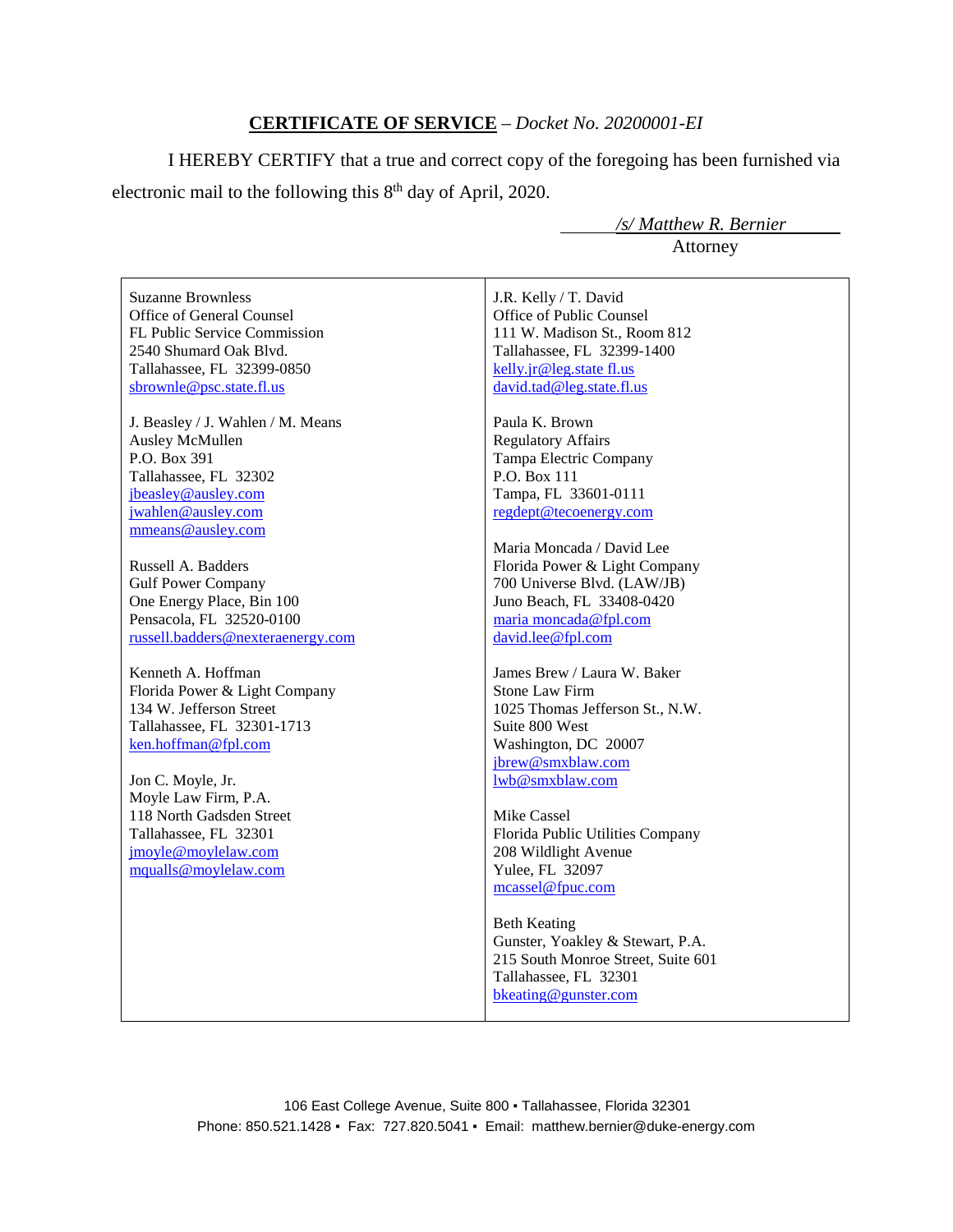**CERTIFICATE OF SERVICE** – *Docket No. 20200001-EI*

I HEREBY CERTIFY that a true and correct copy of the foregoing has been furnished via electronic mail to the following this 8th day of April, 2020.

*/s/ Matthew R. Bernier*
Attorney

| | |
|---|---|
| Suzanne Brownless<br>Office of General Counsel<br>FL Public Service Commission<br>2540 Shumard Oak Blvd.<br>Tallahassee, FL 32399-0850<br>sbrownle@psc.state.fl.us | J.R. Kelly / T. David<br>Office of Public Counsel<br>111 W. Madison St., Room 812<br>Tallahassee, FL 32399-1400<br>kelly.jr@leg.state fl.us<br>david.tad@leg.state.fl.us |
| J. Beasley / J. Wahlen / M. Means<br>Ausley McMullen<br>P.O. Box 391<br>Tallahassee, FL 32302<br>jbeasley@ausley.com<br>jwahlen@ausley.com<br>mmeans@ausley.com | Paula K. Brown<br>Regulatory Affairs<br>Tampa Electric Company<br>P.O. Box 111<br>Tampa, FL 33601-0111<br>regdept@tecoenergy.com |
| Russell A. Badders<br>Gulf Power Company<br>One Energy Place, Bin 100<br>Pensacola, FL 32520-0100<br>russell.badders@nexteraenergy.com | Maria Moncada / David Lee<br>Florida Power & Light Company<br>700 Universe Blvd. (LAW/JB)<br>Juno Beach, FL 33408-0420<br>maria moncada@fpl.com<br>david.lee@fpl.com |
| Kenneth A. Hoffman<br>Florida Power & Light Company<br>134 W. Jefferson Street<br>Tallahassee, FL 32301-1713<br>ken.hoffman@fpl.com | James Brew / Laura W. Baker<br>Stone Law Firm<br>1025 Thomas Jefferson St., N.W.<br>Suite 800 West<br>Washington, DC 20007<br>jbrew@smxblaw.com<br>lwb@smxblaw.com |
| Jon C. Moyle, Jr.<br>Moyle Law Firm, P.A.<br>118 North Gadsden Street<br>Tallahassee, FL 32301<br>jmoyle@moylelaw.com<br>mqualls@moylelaw.com | Mike Cassel<br>Florida Public Utilities Company<br>208 Wildlight Avenue<br>Yulee, FL 32097<br>mcassel@fpuc.com |
| | Beth Keating<br>Gunster, Yoakley & Stewart, P.A.<br>215 South Monroe Street, Suite 601<br>Tallahassee, FL 32301<br>bkeating@gunster.com |

106 East College Avenue, Suite 800 ▪ Tallahassee, Florida 32301
Phone: 850.521.1428 ▪ Fax: 727.820.5041 ▪ Email: matthew.bernier@duke-energy.com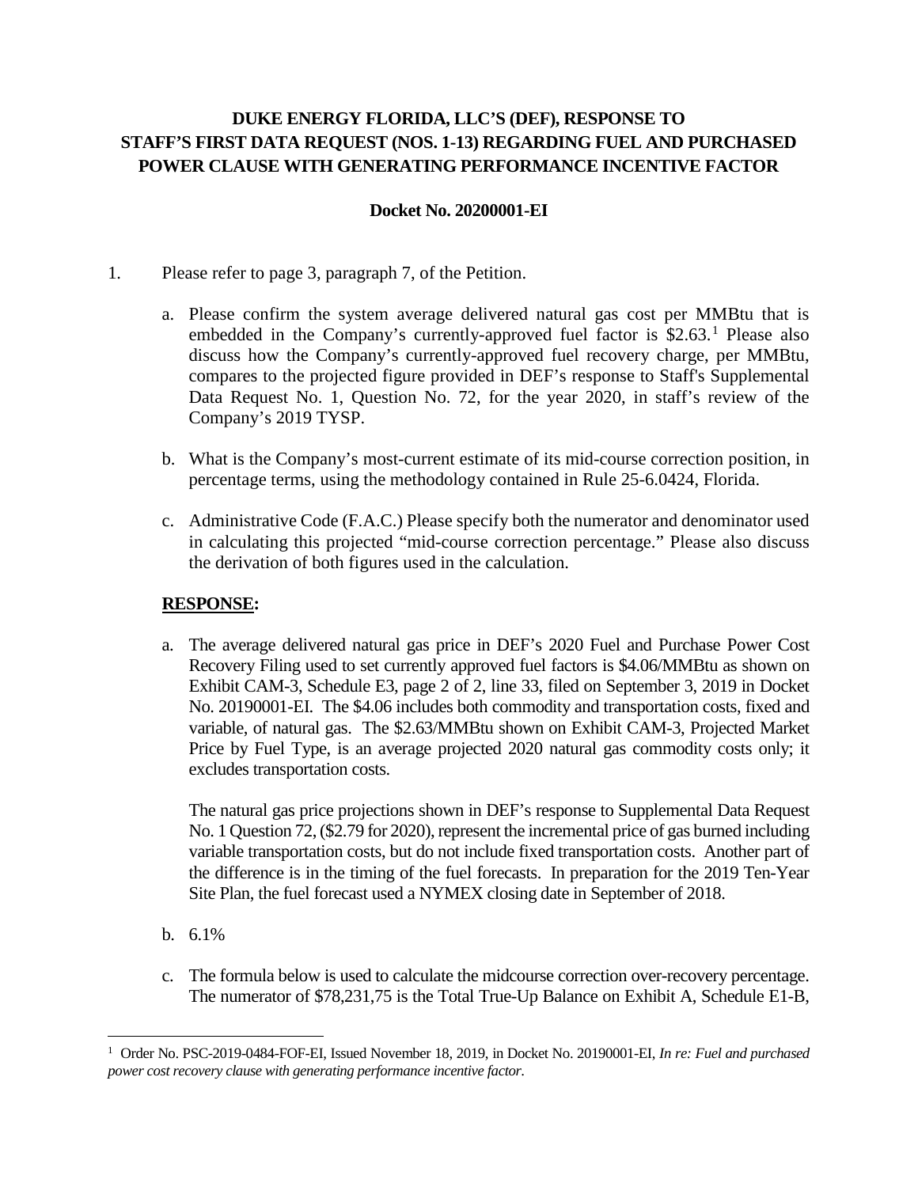**DUKE ENERGY FLORIDA, LLC'S (DEF), RESPONSE TO STAFF'S FIRST DATA REQUEST (NOS. 1-13) REGARDING FUEL AND PURCHASED POWER CLAUSE WITH GENERATING PERFORMANCE INCENTIVE FACTOR**

**Docket No. 20200001-EI**

1. Please refer to page 3, paragraph 7, of the Petition.

   a. Please confirm the system average delivered natural gas cost per MMBtu that is embedded in the Company's currently-approved fuel factor is $2.63.[1] Please also discuss how the Company's currently-approved fuel recovery charge, per MMBtu, compares to the projected figure provided in DEF's response to Staff's Supplemental Data Request No. 1, Question No. 72, for the year 2020, in staff's review of the Company's 2019 TYSP.

   b. What is the Company's most-current estimate of its mid-course correction position, in percentage terms, using the methodology contained in Rule 25-6.0424, Florida.

   c. Administrative Code (F.A.C.) Please specify both the numerator and denominator used in calculating this projected "mid-course correction percentage." Please also discuss the derivation of both figures used in the calculation.

   **RESPONSE:**

   a. The average delivered natural gas price in DEF's 2020 Fuel and Purchase Power Cost Recovery Filing used to set currently approved fuel factors is $4.06/MMBtu as shown on Exhibit CAM-3, Schedule E3, page 2 of 2, line 33, filed on September 3, 2019 in Docket No. 20190001-EI. The $4.06 includes both commodity and transportation costs, fixed and variable, of natural gas. The $2.63/MMBtu shown on Exhibit CAM-3, Projected Market Price by Fuel Type, is an average projected 2020 natural gas commodity costs only; it excludes transportation costs.

      The natural gas price projections shown in DEF's response to Supplemental Data Request No. 1 Question 72, ($2.79 for 2020), represent the incremental price of gas burned including variable transportation costs, but do not include fixed transportation costs. Another part of the difference is in the timing of the fuel forecasts. In preparation for the 2019 Ten-Year Site Plan, the fuel forecast used a NYMEX closing date in September of 2018.

   b. 6.1%

   c. The formula below is used to calculate the midcourse correction over-recovery percentage. The numerator of $78,231,75 is the Total True-Up Balance on Exhibit A, Schedule E1-B,

---

[1] Order No. PSC-2019-0484-FOF-EI, Issued November 18, 2019, in Docket No. 20190001-EI, *In re: Fuel and purchased power cost recovery clause with generating performance incentive factor*.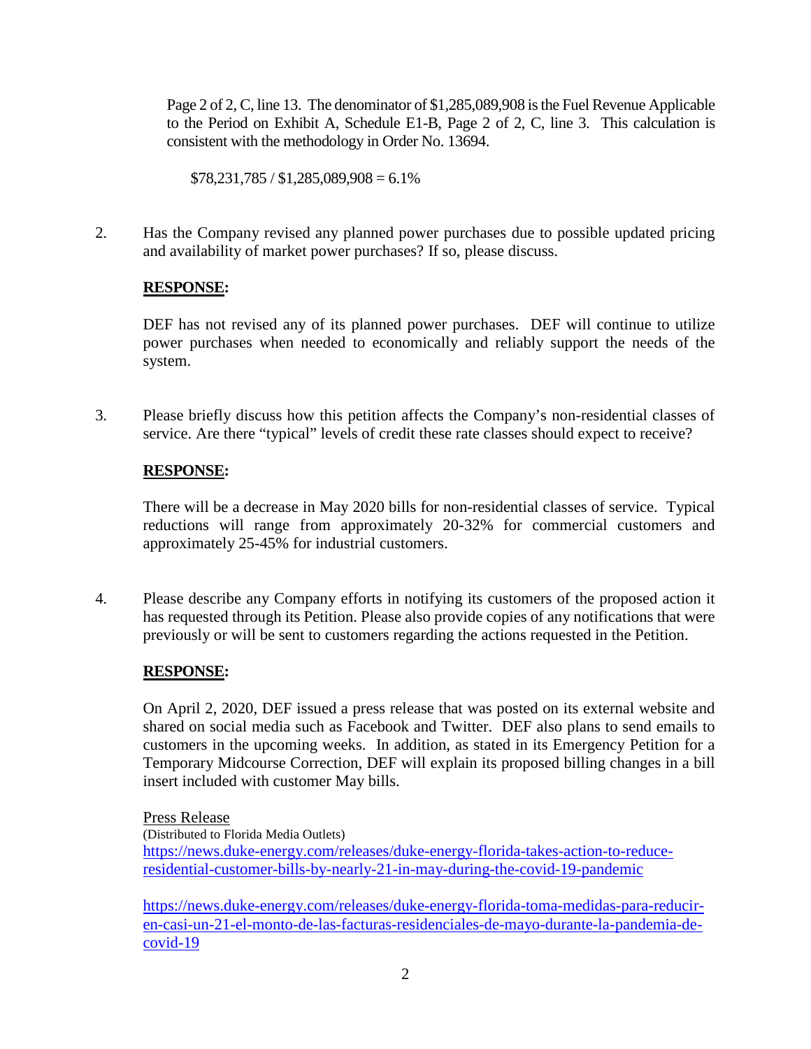Page 2 of 2, C, line 13. The denominator of $1,285,089,908 is the Fuel Revenue Applicable to the Period on Exhibit A, Schedule E1-B, Page 2 of 2, C, line 3. This calculation is consistent with the methodology in Order No. 13694.

$78,231,785 / $1,285,089,908 = 6.1%

2. Has the Company revised any planned power purchases due to possible updated pricing and availability of market power purchases? If so, please discuss.

**RESPONSE:**

DEF has not revised any of its planned power purchases. DEF will continue to utilize power purchases when needed to economically and reliably support the needs of the system.

3. Please briefly discuss how this petition affects the Company's non-residential classes of service. Are there "typical" levels of credit these rate classes should expect to receive?

**RESPONSE:**

There will be a decrease in May 2020 bills for non-residential classes of service. Typical reductions will range from approximately 20-32% for commercial customers and approximately 25-45% for industrial customers.

4. Please describe any Company efforts in notifying its customers of the proposed action it has requested through its Petition. Please also provide copies of any notifications that were previously or will be sent to customers regarding the actions requested in the Petition.

**RESPONSE:**

On April 2, 2020, DEF issued a press release that was posted on its external website and shared on social media such as Facebook and Twitter. DEF also plans to send emails to customers in the upcoming weeks. In addition, as stated in its Emergency Petition for a Temporary Midcourse Correction, DEF will explain its proposed billing changes in a bill insert included with customer May bills.

Press Release
(Distributed to Florida Media Outlets)
https://news.duke-energy.com/releases/duke-energy-florida-takes-action-to-reduce-residential-customer-bills-by-nearly-21-in-may-during-the-covid-19-pandemic

https://news.duke-energy.com/releases/duke-energy-florida-toma-medidas-para-reducir-en-casi-un-21-el-monto-de-las-facturas-residenciales-de-mayo-durante-la-pandemia-de-covid-19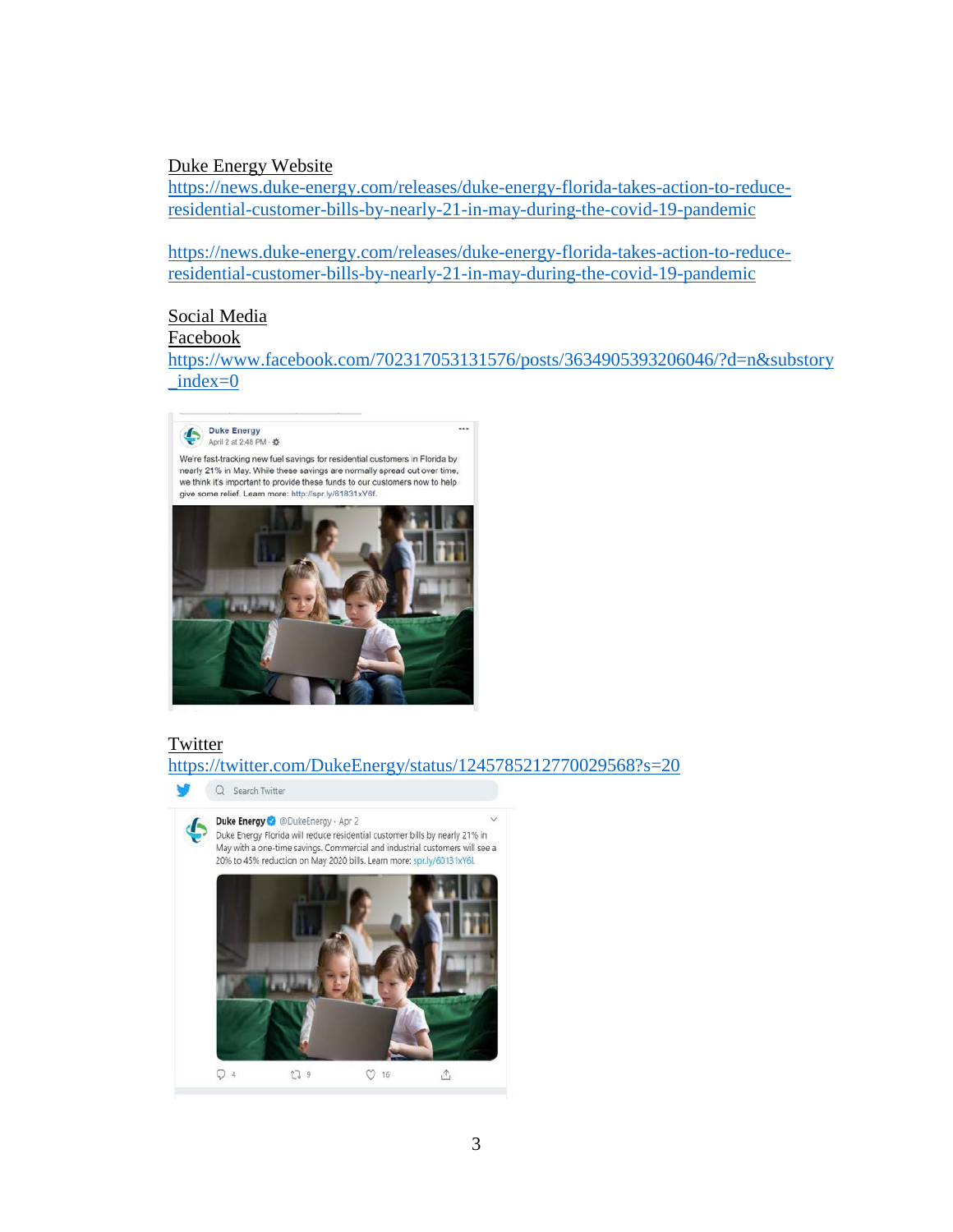Duke Energy Website

https://news.duke-energy.com/releases/duke-energy-florida-takes-action-to-reduce-residential-customer-bills-by-nearly-21-in-may-during-the-covid-19-pandemic

https://news.duke-energy.com/releases/duke-energy-florida-takes-action-to-reduce-residential-customer-bills-by-nearly-21-in-may-during-the-covid-19-pandemic

Social Media

Facebook

https://www.facebook.com/702317053131576/posts/3634905393206046/?d=n&substory_index=0

Duke Energy
April 2 at 2:48 PM ·

We're fast-tracking new fuel savings for residential customers in Florida by nearly 21% in May. While these savings are normally spread out over time, we think it's important to provide these funds to our customers now to help give some relief. Learn more: http://spr.ly/61831xY6f.

Twitter

https://twitter.com/DukeEnergy/status/1245785212770029568?s=20

Duke Energy @DukeEnergy · Apr 2

Duke Energy Florida will reduce residential customer bills by nearly 21% in May with a one-time savings. Commercial and industrial customers will see a 20% to 45% reduction on May 2020 bills. Learn more: spr.ly/6013 1xY6L

4 9 16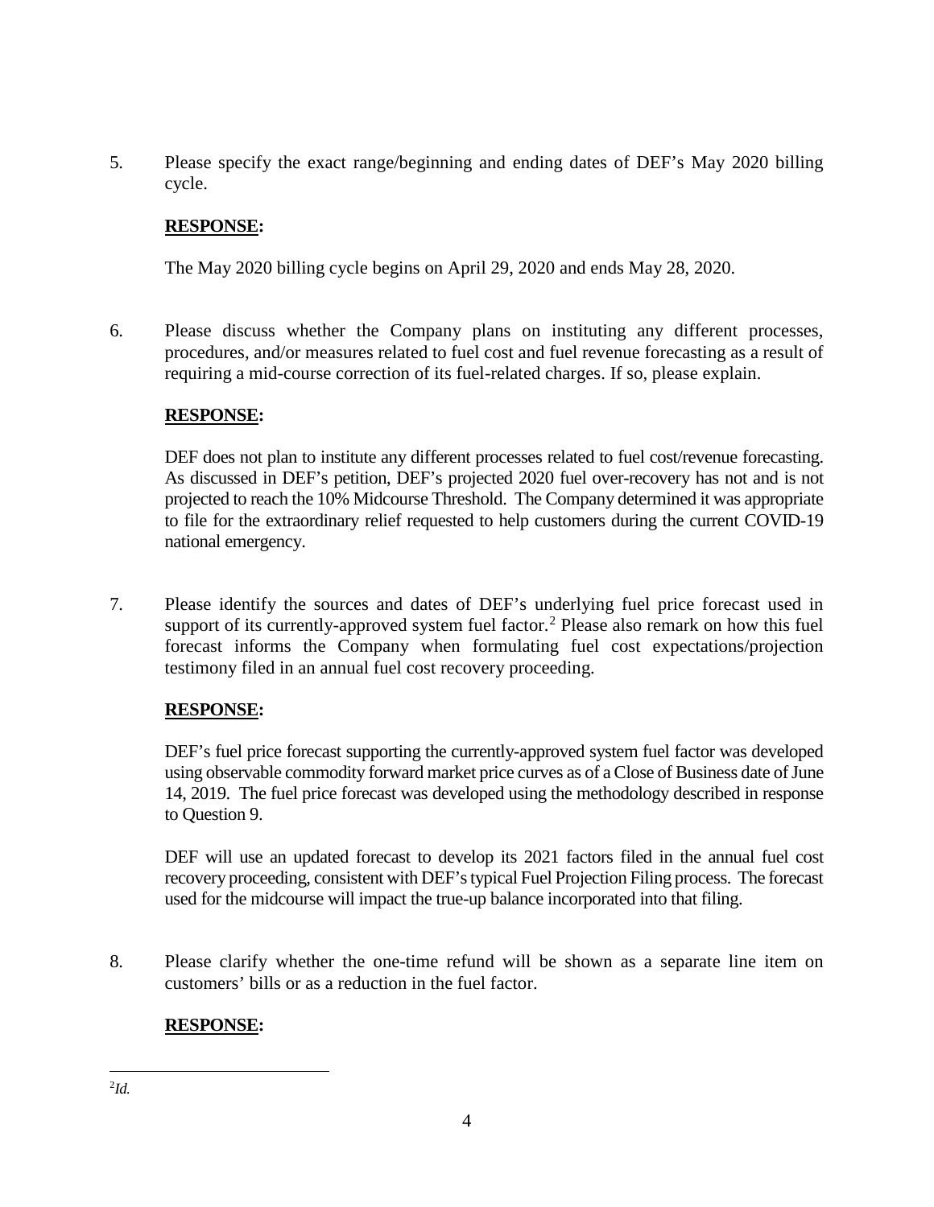5. Please specify the exact range/beginning and ending dates of DEF's May 2020 billing cycle.

   **RESPONSE:**

   The May 2020 billing cycle begins on April 29, 2020 and ends May 28, 2020.

6. Please discuss whether the Company plans on instituting any different processes, procedures, and/or measures related to fuel cost and fuel revenue forecasting as a result of requiring a mid-course correction of its fuel-related charges. If so, please explain.

   **RESPONSE:**

   DEF does not plan to institute any different processes related to fuel cost/revenue forecasting. As discussed in DEF's petition, DEF's projected 2020 fuel over-recovery has not and is not projected to reach the 10% Midcourse Threshold. The Company determined it was appropriate to file for the extraordinary relief requested to help customers during the current COVID-19 national emergency.

7. Please identify the sources and dates of DEF's underlying fuel price forecast used in support of its currently-approved system fuel factor.[2] Please also remark on how this fuel forecast informs the Company when formulating fuel cost expectations/projection testimony filed in an annual fuel cost recovery proceeding.

   **RESPONSE:**

   DEF's fuel price forecast supporting the currently-approved system fuel factor was developed using observable commodity forward market price curves as of a Close of Business date of June 14, 2019. The fuel price forecast was developed using the methodology described in response to Question 9.

   DEF will use an updated forecast to develop its 2021 factors filed in the annual fuel cost recovery proceeding, consistent with DEF's typical Fuel Projection Filing process. The forecast used for the midcourse will impact the true-up balance incorporated into that filing.

8. Please clarify whether the one-time refund will be shown as a separate line item on customers' bills or as a reduction in the fuel factor.

   **RESPONSE:**

---

[2] *Id.*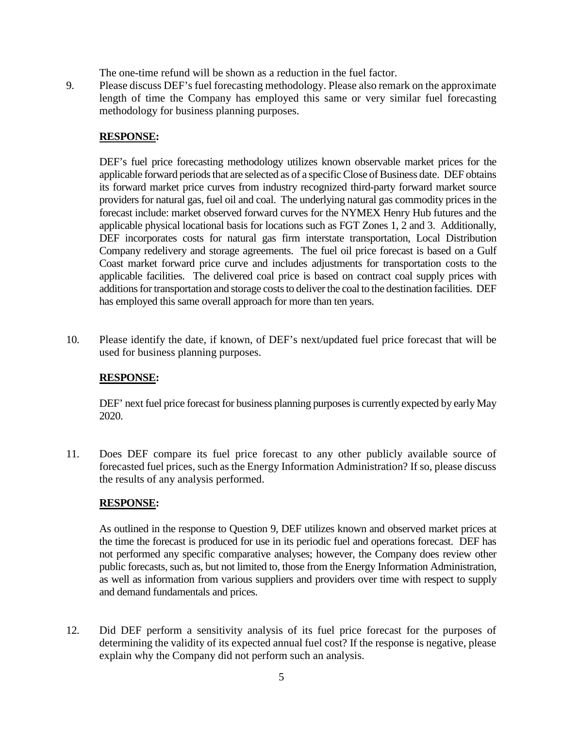The one-time refund will be shown as a reduction in the fuel factor.

9. Please discuss DEF's fuel forecasting methodology. Please also remark on the approximate length of time the Company has employed this same or very similar fuel forecasting methodology for business planning purposes.

   **RESPONSE:**

   DEF's fuel price forecasting methodology utilizes known observable market prices for the applicable forward periods that are selected as of a specific Close of Business date. DEF obtains its forward market price curves from industry recognized third-party forward market source providers for natural gas, fuel oil and coal. The underlying natural gas commodity prices in the forecast include: market observed forward curves for the NYMEX Henry Hub futures and the applicable physical locational basis for locations such as FGT Zones 1, 2 and 3. Additionally, DEF incorporates costs for natural gas firm interstate transportation, Local Distribution Company redelivery and storage agreements. The fuel oil price forecast is based on a Gulf Coast market forward price curve and includes adjustments for transportation costs to the applicable facilities. The delivered coal price is based on contract coal supply prices with additions for transportation and storage costs to deliver the coal to the destination facilities. DEF has employed this same overall approach for more than ten years.

10. Please identify the date, if known, of DEF's next/updated fuel price forecast that will be used for business planning purposes.

    **RESPONSE:**

    DEF' next fuel price forecast for business planning purposes is currently expected by early May 2020.

11. Does DEF compare its fuel price forecast to any other publicly available source of forecasted fuel prices, such as the Energy Information Administration? If so, please discuss the results of any analysis performed.

    **RESPONSE:**

    As outlined in the response to Question 9, DEF utilizes known and observed market prices at the time the forecast is produced for use in its periodic fuel and operations forecast. DEF has not performed any specific comparative analyses; however, the Company does review other public forecasts, such as, but not limited to, those from the Energy Information Administration, as well as information from various suppliers and providers over time with respect to supply and demand fundamentals and prices.

12. Did DEF perform a sensitivity analysis of its fuel price forecast for the purposes of determining the validity of its expected annual fuel cost? If the response is negative, please explain why the Company did not perform such an analysis.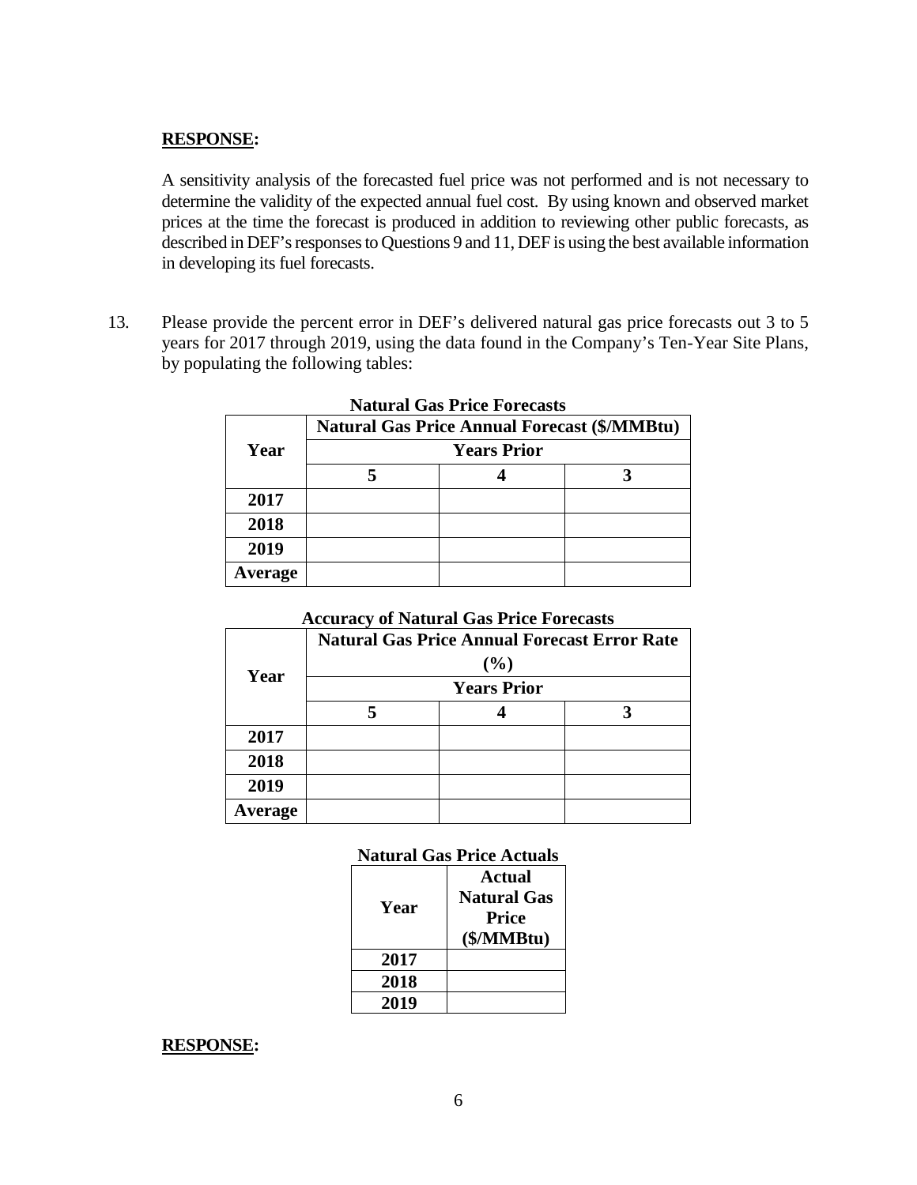**RESPONSE:**

A sensitivity analysis of the forecasted fuel price was not performed and is not necessary to determine the validity of the expected annual fuel cost. By using known and observed market prices at the time the forecast is produced in addition to reviewing other public forecasts, as described in DEF's responses to Questions 9 and 11, DEF is using the best available information in developing its fuel forecasts.

13. Please provide the percent error in DEF's delivered natural gas price forecasts out 3 to 5 years for 2017 through 2019, using the data found in the Company's Ten-Year Site Plans, by populating the following tables:

**Natural Gas Price Forecasts**

| Year | Natural Gas Price Annual Forecast ($/MMBtu) | | |
|---|---|---|---|
| | Years Prior | | |
| | 5 | 4 | 3 |
| 2017 | | | |
| 2018 | | | |
| 2019 | | | |
| Average | | | |

**Accuracy of Natural Gas Price Forecasts**

| Year | Natural Gas Price Annual Forecast Error Rate (%) | | |
|---|---|---|---|
| | Years Prior | | |
| | 5 | 4 | 3 |
| 2017 | | | |
| 2018 | | | |
| 2019 | | | |
| Average | | | |

**Natural Gas Price Actuals**

| Year | Actual Natural Gas Price ($/MMBtu) |
|---|---|
| 2017 | |
| 2018 | |
| 2019 | |

**RESPONSE:**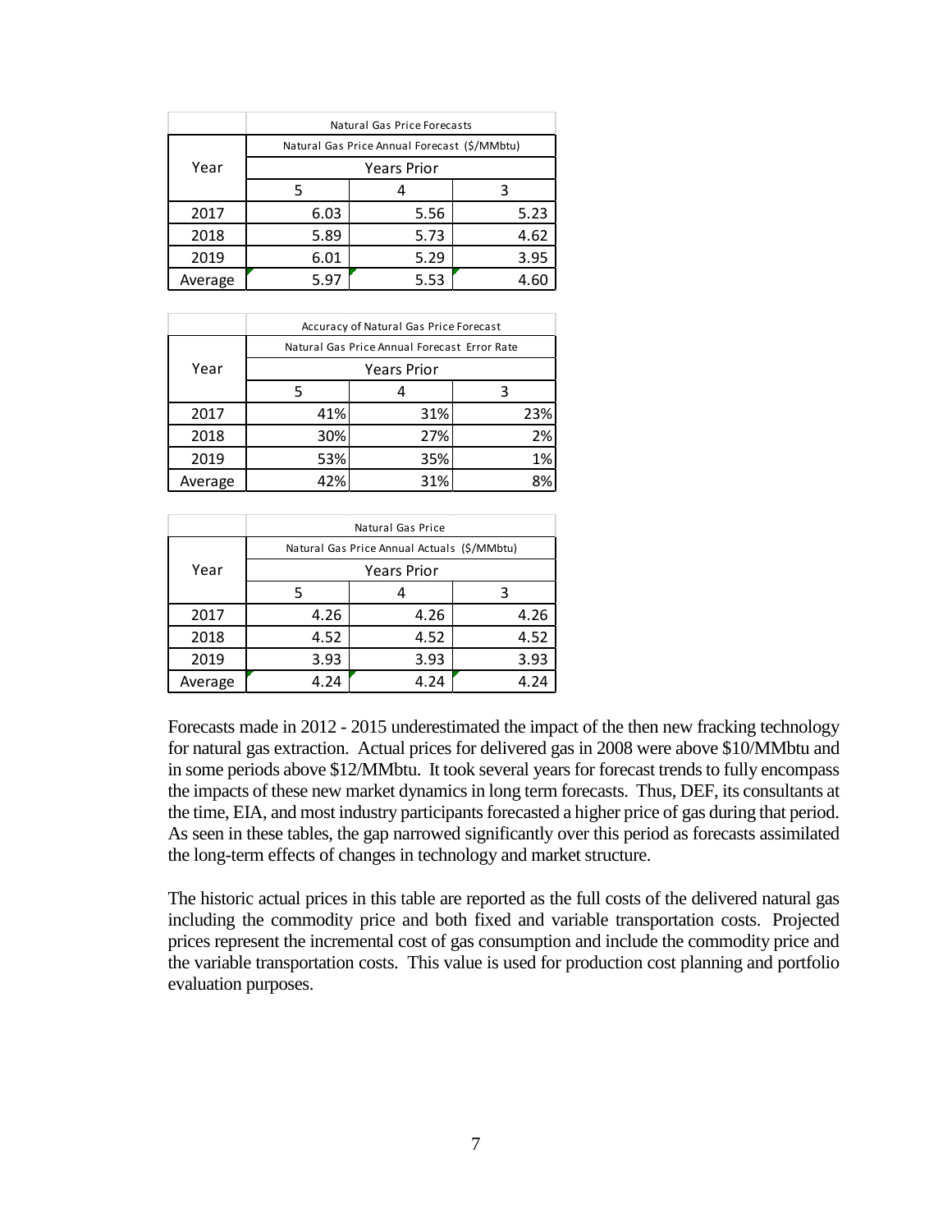| | Natural Gas Price Forecasts | | |
|---|---|---|---|
| | Natural Gas Price Annual Forecast ($/MMbtu) | | |
| Year | Years Prior | | |
| | 5 | 4 | 3 |
| 2017 | 6.03 | 5.56 | 5.23 |
| 2018 | 5.89 | 5.73 | 4.62 |
| 2019 | 6.01 | 5.29 | 3.95 |
| Average | 5.97 | 5.53 | 4.60 |

| | Accuracy of Natural Gas Price Forecast | | |
|---|---|---|---|
| | Natural Gas Price Annual Forecast Error Rate | | |
| Year | Years Prior | | |
| | 5 | 4 | 3 |
| 2017 | 41% | 31% | 23% |
| 2018 | 30% | 27% | 2% |
| 2019 | 53% | 35% | 1% |
| Average | 42% | 31% | 8% |

| | Natural Gas Price | | |
|---|---|---|---|
| | Natural Gas Price Annual Actuals ($/MMbtu) | | |
| Year | Years Prior | | |
| | 5 | 4 | 3 |
| 2017 | 4.26 | 4.26 | 4.26 |
| 2018 | 4.52 | 4.52 | 4.52 |
| 2019 | 3.93 | 3.93 | 3.93 |
| Average | 4.24 | 4.24 | 4.24 |

Forecasts made in 2012 - 2015 underestimated the impact of the then new fracking technology for natural gas extraction. Actual prices for delivered gas in 2008 were above $10/MMbtu and in some periods above $12/MMbtu. It took several years for forecast trends to fully encompass the impacts of these new market dynamics in long term forecasts. Thus, DEF, its consultants at the time, EIA, and most industry participants forecasted a higher price of gas during that period. As seen in these tables, the gap narrowed significantly over this period as forecasts assimilated the long-term effects of changes in technology and market structure.

The historic actual prices in this table are reported as the full costs of the delivered natural gas including the commodity price and both fixed and variable transportation costs. Projected prices represent the incremental cost of gas consumption and include the commodity price and the variable transportation costs. This value is used for production cost planning and portfolio evaluation purposes.